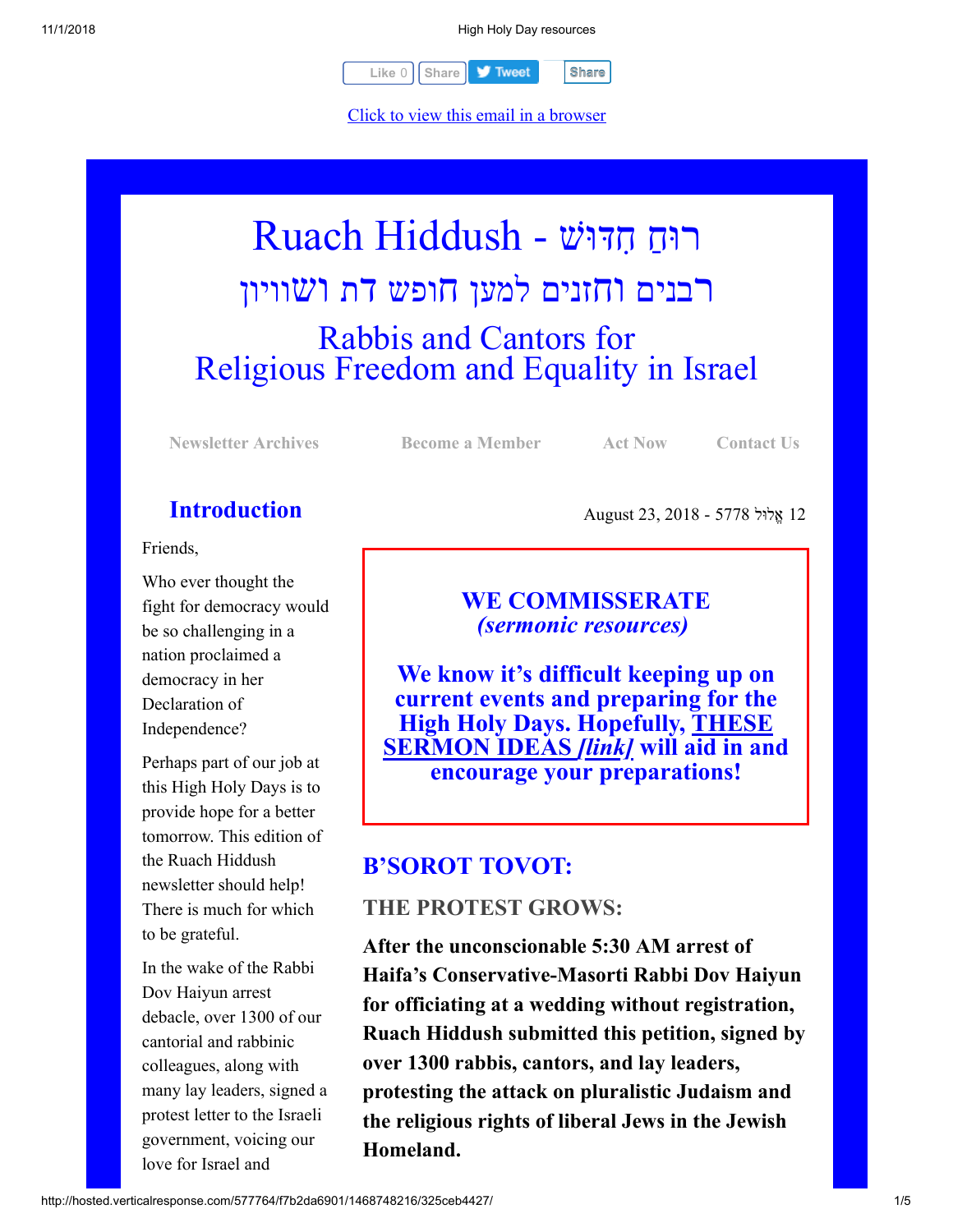Like 0 | Share | Tweet | Share

Click to view this email in a browser

# Ruach Hiddush - רוּחַ חִדּוּשׁ

## רבנים וחזנים למען חופש דת ושוויון

## Rabbis and Cantors for Religious Freedom and Equality in Israel

Newsletter Archives | Become a Member | Act Now | Contact Us

## Introduction

August 23, 2018 - 5778 12 אֱלוּל

Friends,

Who ever thought the fight for democracy would be so challenging in a nation proclaimed a democracy in her Declaration of Independence?

Perhaps part of our job at this High Holy Days is to provide hope for a better tomorrow. This edition of the Ruach Hiddush newsletter should help! There is much for which to be grateful.

In the wake of the Rabbi Dov Haiyun arrest debacle, over 1300 of our cantorial and rabbinic colleagues, along with many lay leaders, signed a protest letter to the Israeli government, voicing our love for Israel and

**WE COMMISSERATE**
***(sermonic resources)***

**We know it's difficult keeping up on current events and preparing for the High Holy Days. Hopefully, THESE SERMON IDEAS *[link]* will aid in and encourage your preparations!**

## B'SOROT TOVOT:

### THE PROTEST GROWS:

**After the unconscionable 5:30 AM arrest of Haifa's Conservative-Masorti Rabbi Dov Haiyun for officiating at a wedding without registration, Ruach Hiddush submitted this petition, signed by over 1300 rabbis, cantors, and lay leaders, protesting the attack on pluralistic Judaism and the religious rights of liberal Jews in the Jewish Homeland.**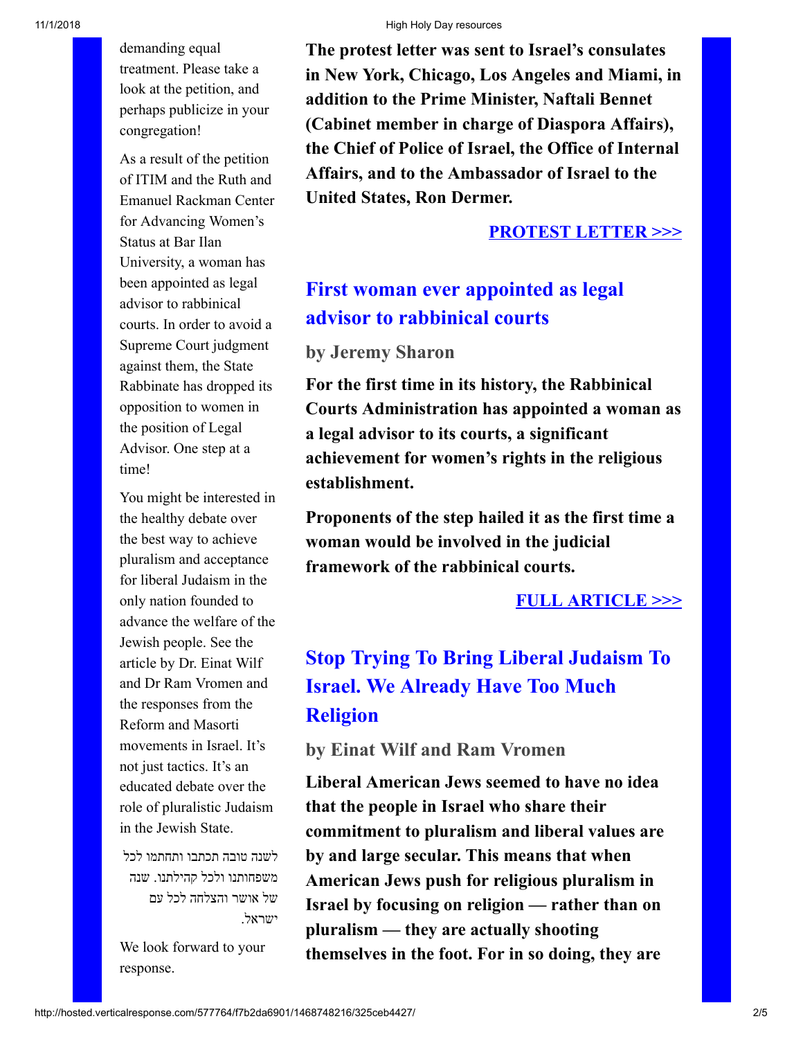demanding equal treatment. Please take a look at the petition, and perhaps publicize in your congregation!

As a result of the petition of ITIM and the Ruth and Emanuel Rackman Center for Advancing Women's Status at Bar Ilan University, a woman has been appointed as legal advisor to rabbinical courts. In order to avoid a Supreme Court judgment against them, the State Rabbinate has dropped its opposition to women in the position of Legal Advisor. One step at a time!

You might be interested in the healthy debate over the best way to achieve pluralism and acceptance for liberal Judaism in the only nation founded to advance the welfare of the Jewish people. See the article by Dr. Einat Wilf and Dr Ram Vromen and the responses from the Reform and Masorti movements in Israel. It's not just tactics. It's an educated debate over the role of pluralistic Judaism in the Jewish State.

לשנה טובה תכתבו ותחתמו לכל משפחותנו ולכל קהילתנו. שנה של אושר והצלחה לכל עם ישראל.

We look forward to your response.

**The protest letter was sent to Israel's consulates in New York, Chicago, Los Angeles and Miami, in addition to the Prime Minister, Naftali Bennet (Cabinet member in charge of Diaspora Affairs), the Chief of Police of Israel, the Office of Internal Affairs, and to the Ambassador of Israel to the United States, Ron Dermer.**

**PROTEST LETTER >>>**

## First woman ever appointed as legal advisor to rabbinical courts

### by Jeremy Sharon

**For the first time in its history, the Rabbinical Courts Administration has appointed a woman as a legal advisor to its courts, a significant achievement for women's rights in the religious establishment.**

**Proponents of the step hailed it as the first time a woman would be involved in the judicial framework of the rabbinical courts.**

**FULL ARTICLE >>>**

## Stop Trying To Bring Liberal Judaism To Israel. We Already Have Too Much Religion

### by Einat Wilf and Ram Vromen

**Liberal American Jews seemed to have no idea that the people in Israel who share their commitment to pluralism and liberal values are by and large secular. This means that when American Jews push for religious pluralism in Israel by focusing on religion — rather than on pluralism — they are actually shooting themselves in the foot. For in so doing, they are**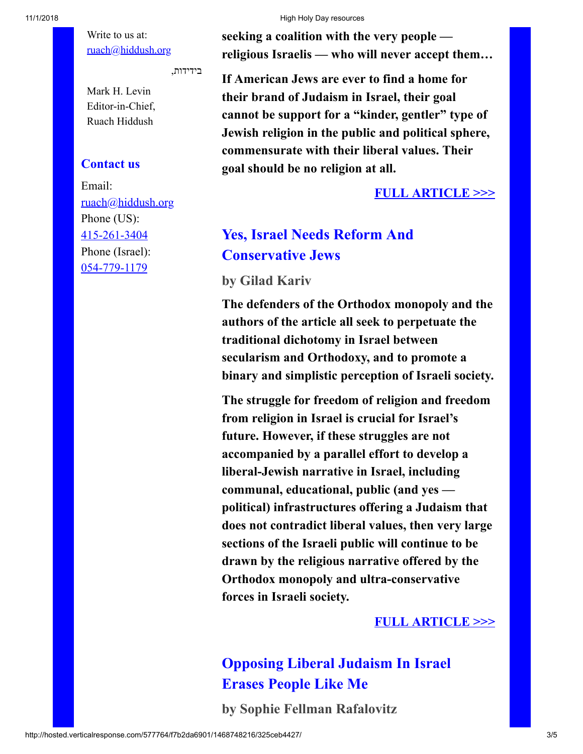Write to us at:
ruach@hiddush.org

בידידות,

Mark H. Levin
Editor-in-Chief,
Ruach Hiddush

### Contact us

Email:
ruach@hiddush.org
Phone (US):
415-261-3404
Phone (Israel):
054-779-1179

**seeking a coalition with the very people — religious Israelis — who will never accept them…**

**If American Jews are ever to find a home for their brand of Judaism in Israel, their goal cannot be support for a "kinder, gentler" type of Jewish religion in the public and political sphere, commensurate with their liberal values. Their goal should be no religion at all.**

**FULL ARTICLE >>>**

## Yes, Israel Needs Reform And Conservative Jews

**by Gilad Kariv**

**The defenders of the Orthodox monopoly and the authors of the article all seek to perpetuate the traditional dichotomy in Israel between secularism and Orthodoxy, and to promote a binary and simplistic perception of Israeli society.**

**The struggle for freedom of religion and freedom from religion in Israel is crucial for Israel's future. However, if these struggles are not accompanied by a parallel effort to develop a liberal-Jewish narrative in Israel, including communal, educational, public (and yes — political) infrastructures offering a Judaism that does not contradict liberal values, then very large sections of the Israeli public will continue to be drawn by the religious narrative offered by the Orthodox monopoly and ultra-conservative forces in Israeli society.**

**FULL ARTICLE >>>**

## Opposing Liberal Judaism In Israel Erases People Like Me

**by Sophie Fellman Rafalovitz**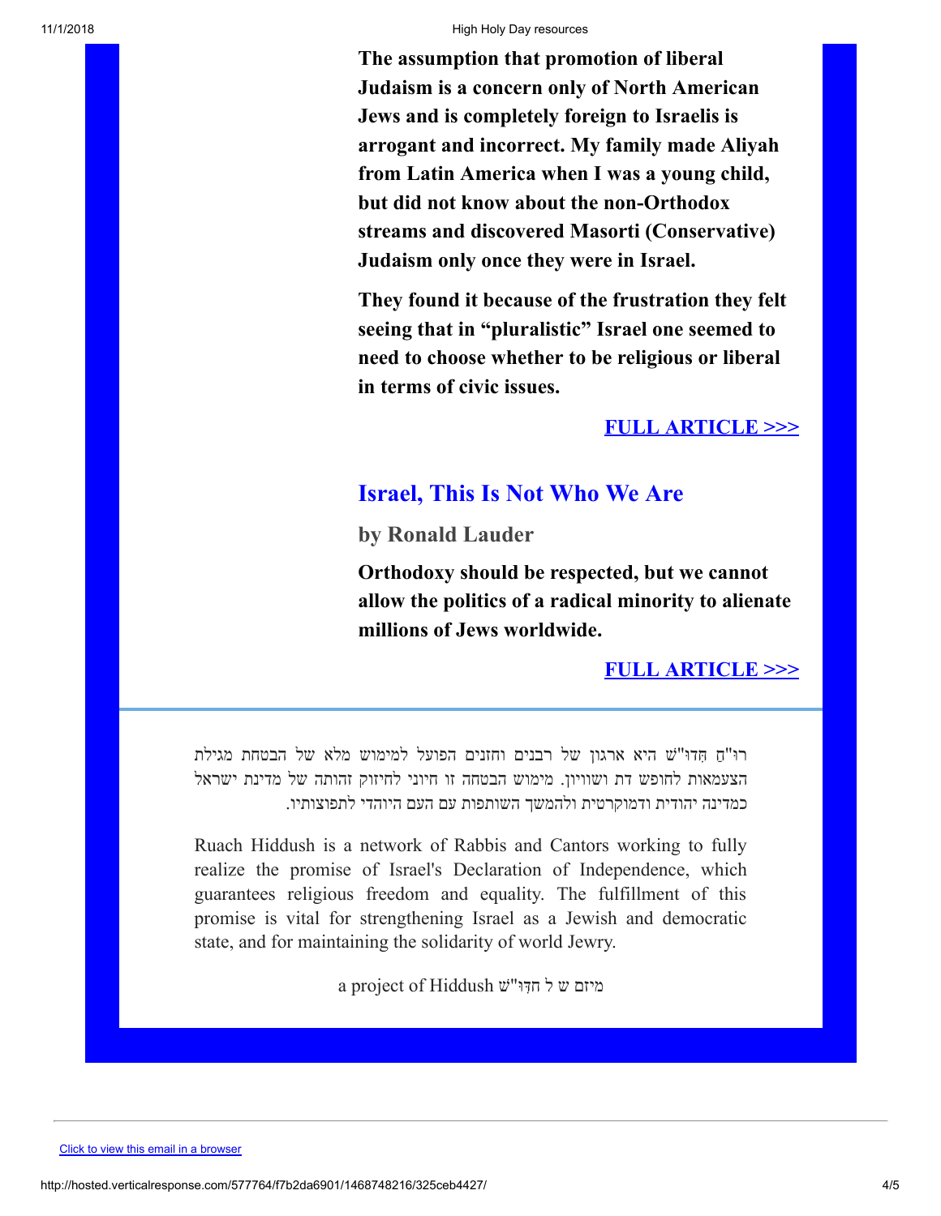**The assumption that promotion of liberal Judaism is a concern only of North American Jews and is completely foreign to Israelis is arrogant and incorrect. My family made Aliyah from Latin America when I was a young child, but did not know about the non-Orthodox streams and discovered Masorti (Conservative) Judaism only once they were in Israel.**

**They found it because of the frustration they felt seeing that in "pluralistic" Israel one seemed to need to choose whether to be religious or liberal in terms of civic issues.**

**FULL ARTICLE >>>**

## Israel, This Is Not Who We Are

**by Ronald Lauder**

**Orthodoxy should be respected, but we cannot allow the politics of a radical minority to alienate millions of Jews worldwide.**

**FULL ARTICLE >>>**

---

רו"ח חִדּו"ש היא ארגון של רבנים וחזנים הפועל למימוש מלא של הבטחת מגילת העצמאות לחופש דת ושוויון. מימוש הבטחה זו חיוני לחיזוק זהותה של מדינת ישראל כמדינה יהודית ודמוקרטית ולהמשך השותפות עם העם היהודי לתפוצותיו.

Ruach Hiddush is a network of Rabbis and Cantors working to fully realize the promise of Israel's Declaration of Independence, which guarantees religious freedom and equality. The fulfillment of this promise is vital for strengthening Israel as a Jewish and democratic state, and for maintaining the solidarity of world Jewry.

a project of Hiddush מיזם של חִדּו"ש

Click to view this email in a browser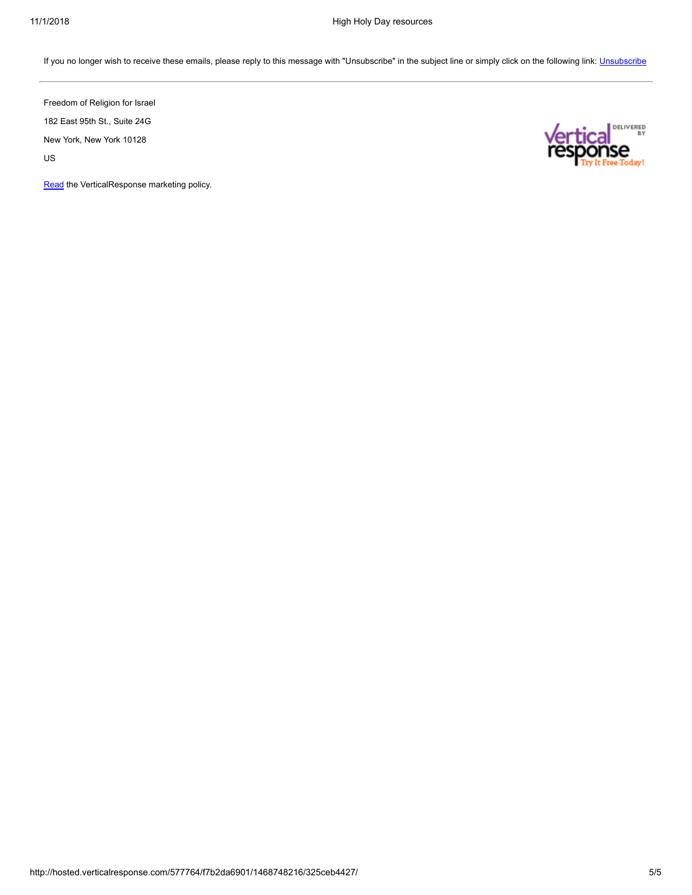If you no longer wish to receive these emails, please reply to this message with "Unsubscribe" in the subject line or simply click on the following link: Unsubscribe

---

Freedom of Religion for Israel

182 East 95th St., Suite 24G

New York, New York 10128

US

Read the VerticalResponse marketing policy.